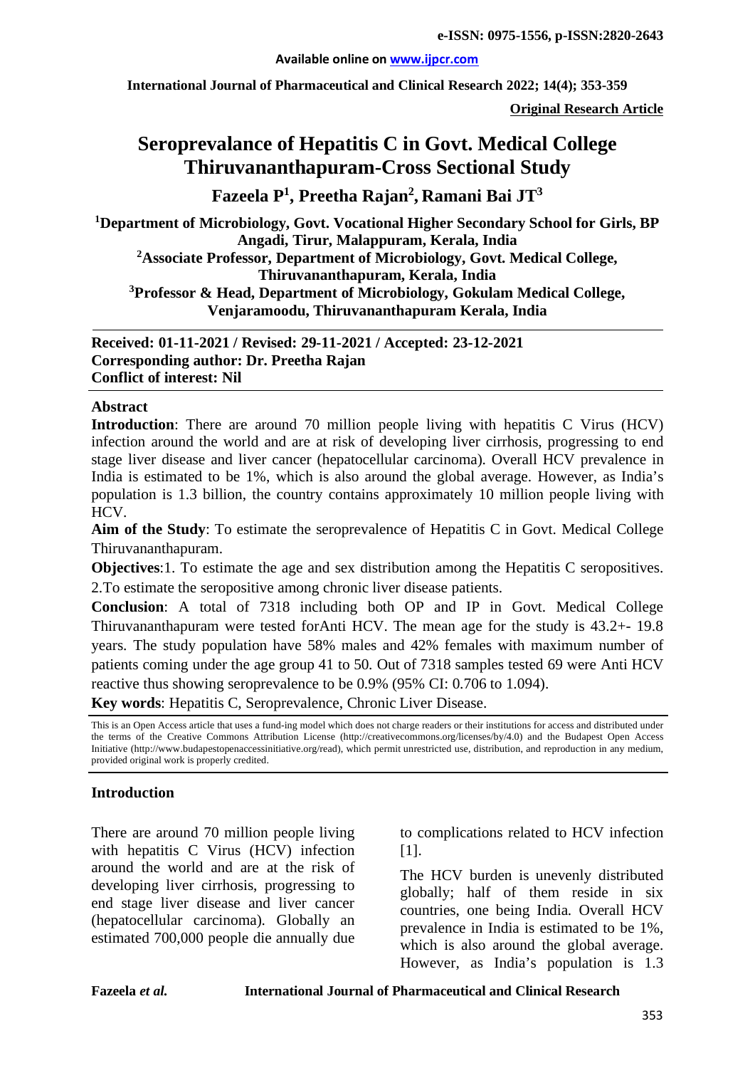e-ISSN: 0975-1556, p-ISSN:2820-2643

Available online on www.ijpcr.com

International Journal of Pharmaceutical and Clinical Research 2022; 14(4); 353-359

**Original Research Article**

# Seroprevalance of Hepatitis C in Govt. Medical College Thiruvananthapuram-Cross Sectional Study

**Fazeela P[1], Preetha Rajan[2], Ramani Bai JT[3]**

[1]Department of Microbiology, Govt. Vocational Higher Secondary School for Girls, BP Angadi, Tirur, Malappuram, Kerala, India

[2]Associate Professor, Department of Microbiology, Govt. Medical College, Thiruvananthapuram, Kerala, India

[3]Professor & Head, Department of Microbiology, Gokulam Medical College, Venjaramoodu, Thiruvananthapuram Kerala, India

**Received: 01-11-2021 / Revised: 29-11-2021 / Accepted: 23-12-2021**
**Corresponding author: Dr. Preetha Rajan**
**Conflict of interest: Nil**

## Abstract

**Introduction**: There are around 70 million people living with hepatitis C Virus (HCV) infection around the world and are at risk of developing liver cirrhosis, progressing to end stage liver disease and liver cancer (hepatocellular carcinoma). Overall HCV prevalence in India is estimated to be 1%, which is also around the global average. However, as India's population is 1.3 billion, the country contains approximately 10 million people living with HCV.

**Aim of the Study**: To estimate the seroprevalence of Hepatitis C in Govt. Medical College Thiruvananthapuram.

**Objectives**:1. To estimate the age and sex distribution among the Hepatitis C seropositives. 2.To estimate the seropositive among chronic liver disease patients.

**Conclusion**: A total of 7318 including both OP and IP in Govt. Medical College Thiruvananthapuram were tested forAnti HCV. The mean age for the study is 43.2+- 19.8 years. The study population have 58% males and 42% females with maximum number of patients coming under the age group 41 to 50. Out of 7318 samples tested 69 were Anti HCV reactive thus showing seroprevalence to be 0.9% (95% CI: 0.706 to 1.094).

**Key words**: Hepatitis C, Seroprevalence, Chronic Liver Disease.

This is an Open Access article that uses a fund-ing model which does not charge readers or their institutions for access and distributed under the terms of the Creative Commons Attribution License (http://creativecommons.org/licenses/by/4.0) and the Budapest Open Access Initiative (http://www.budapestopenaccessinitiative.org/read), which permit unrestricted use, distribution, and reproduction in any medium, provided original work is properly credited.

## Introduction

There are around 70 million people living with hepatitis C Virus (HCV) infection around the world and are at the risk of developing liver cirrhosis, progressing to end stage liver disease and liver cancer (hepatocellular carcinoma). Globally an estimated 700,000 people die annually due to complications related to HCV infection [1].

The HCV burden is unevenly distributed globally; half of them reside in six countries, one being India. Overall HCV prevalence in India is estimated to be 1%, which is also around the global average. However, as India's population is 1.3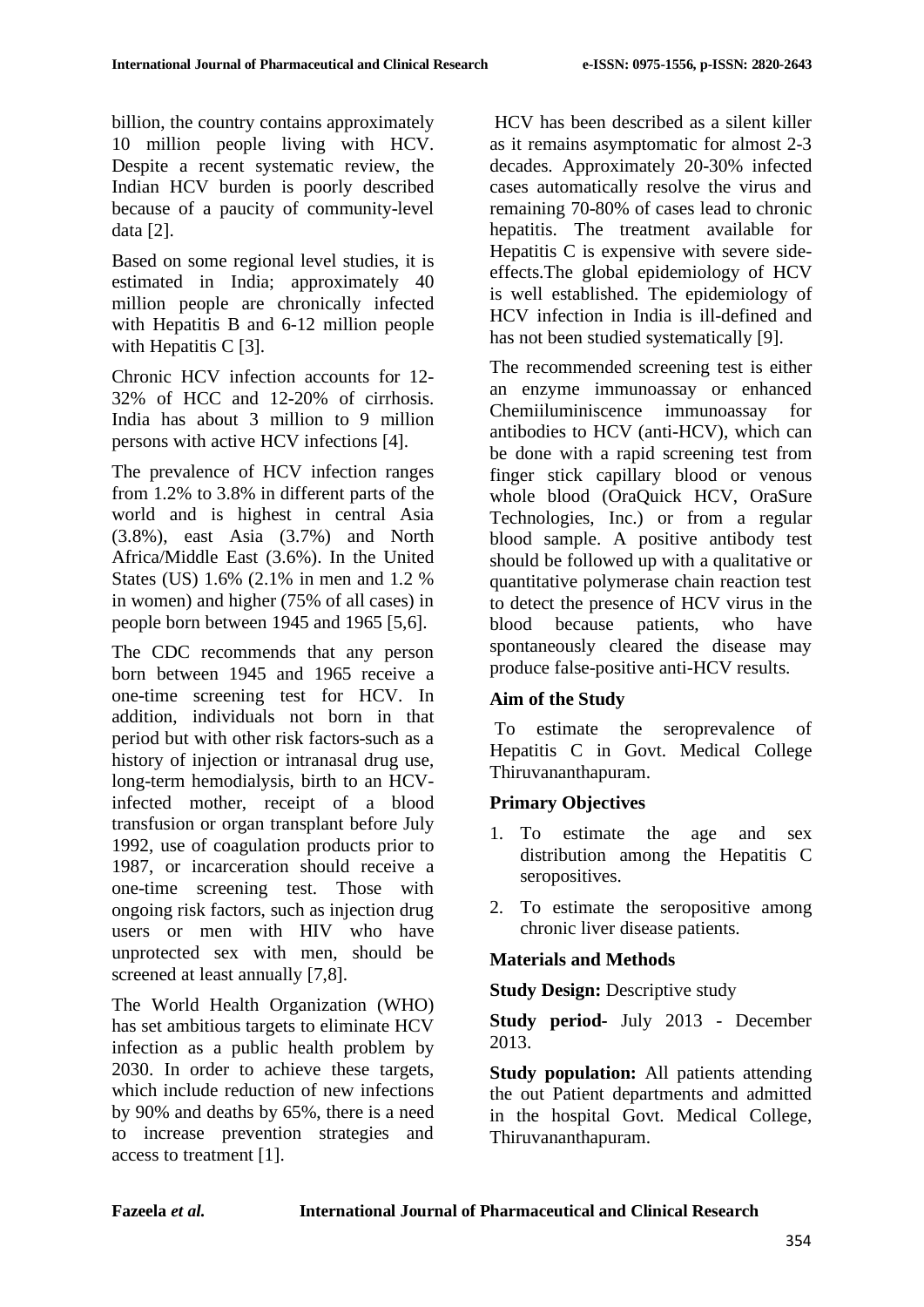billion, the country contains approximately 10 million people living with HCV. Despite a recent systematic review, the Indian HCV burden is poorly described because of a paucity of community-level data [2].

Based on some regional level studies, it is estimated in India; approximately 40 million people are chronically infected with Hepatitis B and 6-12 million people with Hepatitis C [3].

Chronic HCV infection accounts for 12-32% of HCC and 12-20% of cirrhosis. India has about 3 million to 9 million persons with active HCV infections [4].

The prevalence of HCV infection ranges from 1.2% to 3.8% in different parts of the world and is highest in central Asia (3.8%), east Asia (3.7%) and North Africa/Middle East (3.6%). In the United States (US) 1.6% (2.1% in men and 1.2 % in women) and higher (75% of all cases) in people born between 1945 and 1965 [5,6].

The CDC recommends that any person born between 1945 and 1965 receive a one-time screening test for HCV. In addition, individuals not born in that period but with other risk factors-such as a history of injection or intranasal drug use, long-term hemodialysis, birth to an HCV-infected mother, receipt of a blood transfusion or organ transplant before July 1992, use of coagulation products prior to 1987, or incarceration should receive a one-time screening test. Those with ongoing risk factors, such as injection drug users or men with HIV who have unprotected sex with men, should be screened at least annually [7,8].

The World Health Organization (WHO) has set ambitious targets to eliminate HCV infection as a public health problem by 2030. In order to achieve these targets, which include reduction of new infections by 90% and deaths by 65%, there is a need to increase prevention strategies and access to treatment [1].

HCV has been described as a silent killer as it remains asymptomatic for almost 2-3 decades. Approximately 20-30% infected cases automatically resolve the virus and remaining 70-80% of cases lead to chronic hepatitis. The treatment available for Hepatitis C is expensive with severe side-effects.The global epidemiology of HCV is well established. The epidemiology of HCV infection in India is ill-defined and has not been studied systematically [9].

The recommended screening test is either an enzyme immunoassay or enhanced Chemiiluminiscence immunoassay for antibodies to HCV (anti-HCV), which can be done with a rapid screening test from finger stick capillary blood or venous whole blood (OraQuick HCV, OraSure Technologies, Inc.) or from a regular blood sample. A positive antibody test should be followed up with a qualitative or quantitative polymerase chain reaction test to detect the presence of HCV virus in the blood because patients, who have spontaneously cleared the disease may produce false-positive anti-HCV results.

## Aim of the Study

To estimate the seroprevalence of Hepatitis C in Govt. Medical College Thiruvananthapuram.

## Primary Objectives

1. To estimate the age and sex distribution among the Hepatitis C seropositives.
2. To estimate the seropositive among chronic liver disease patients.

## Materials and Methods

**Study Design:** Descriptive study

**Study period-** July 2013 - December 2013.

**Study population:** All patients attending the out Patient departments and admitted in the hospital Govt. Medical College, Thiruvananthapuram.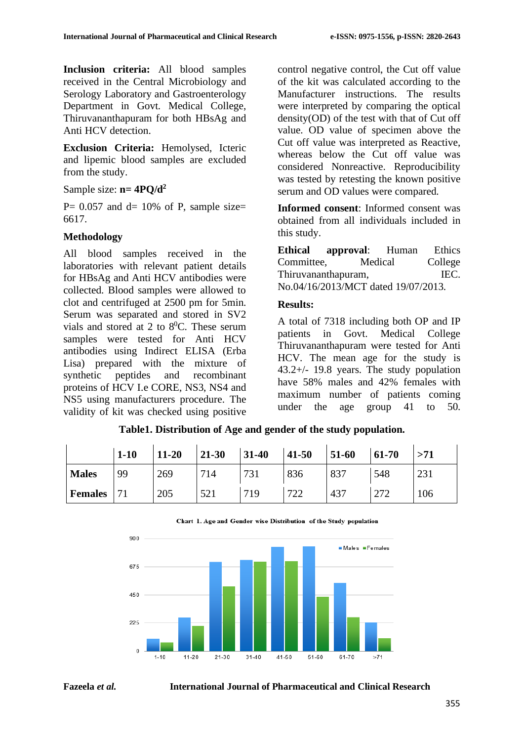**Inclusion criteria:** All blood samples received in the Central Microbiology and Serology Laboratory and Gastroenterology Department in Govt. Medical College, Thiruvananthapuram for both HBsAg and Anti HCV detection.

**Exclusion Criteria:** Hemolysed, Icteric and lipemic blood samples are excluded from the study.

Sample size: **n= 4PQ/d²**

P= 0.057 and d= 10% of P, sample size= 6617.

## Methodology

All blood samples received in the laboratories with relevant patient details for HBsAg and Anti HCV antibodies were collected. Blood samples were allowed to clot and centrifuged at 2500 pm for 5min. Serum was separated and stored in SV2 vials and stored at 2 to $8^0$C. These serum samples were tested for Anti HCV antibodies using Indirect ELISA (Erba Lisa) prepared with the mixture of synthetic peptides and recombinant proteins of HCV I.e CORE, NS3, NS4 and NS5 using manufacturers procedure. The validity of kit was checked using positive control negative control, the Cut off value of the kit was calculated according to the Manufacturer instructions. The results were interpreted by comparing the optical density(OD) of the test with that of Cut off value. OD value of specimen above the Cut off value was interpreted as Reactive, whereas below the Cut off value was considered Nonreactive. Reproducibility was tested by retesting the known positive serum and OD values were compared.

**Informed consent**: Informed consent was obtained from all individuals included in this study.

**Ethical approval**: Human Ethics Committee, Medical College Thiruvananthapuram, IEC. No.04/16/2013/MCT dated 19/07/2013.

## Results:

A total of 7318 including both OP and IP patients in Govt. Medical College Thiruvananthapuram were tested for Anti HCV. The mean age for the study is 43.2+/- 19.8 years. The study population have 58% males and 42% females with maximum number of patients coming under the age group 41 to 50.

**Table1. Distribution of Age and gender of the study population.**

| | 1-10 | 11-20 | 21-30 | 31-40 | 41-50 | 51-60 | 61-70 | >71 |
|---|---|---|---|---|---|---|---|---|
| **Males** | 99 | 269 | 714 | 731 | 836 | 837 | 548 | 231 |
| **Females** | 71 | 205 | 521 | 719 | 722 | 437 | 272 | 106 |

Chart 1. Age and Gender wise Distribution of the Study population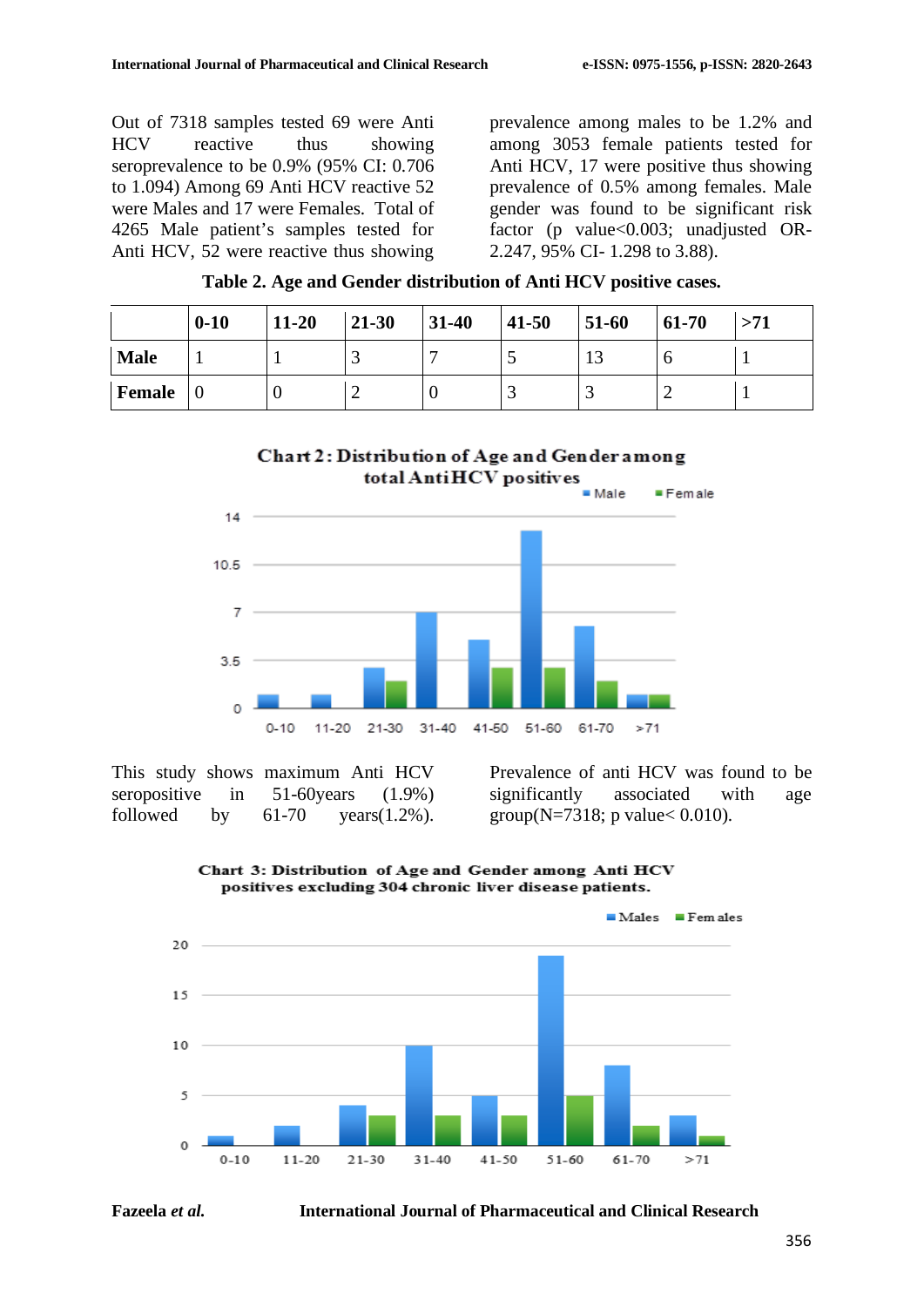Out of 7318 samples tested 69 were Anti HCV reactive thus showing seroprevalence to be 0.9% (95% CI: 0.706 to 1.094) Among 69 Anti HCV reactive 52 were Males and 17 were Females. Total of 4265 Male patient's samples tested for Anti HCV, 52 were reactive thus showing prevalence among males to be 1.2% and among 3053 female patients tested for Anti HCV, 17 were positive thus showing prevalence of 0.5% among females. Male gender was found to be significant risk factor (p value<0.003; unadjusted OR-2.247, 95% CI- 1.298 to 3.88).

**Table 2. Age and Gender distribution of Anti HCV positive cases.**

| | 0-10 | 11-20 | 21-30 | 31-40 | 41-50 | 51-60 | 61-70 | >71 |
|---|---|---|---|---|---|---|---|---|
| **Male** | 1 | 1 | 3 | 7 | 5 | 13 | 6 | 1 |
| **Female** | 0 | 0 | 2 | 0 | 3 | 3 | 2 | 1 |

**Chart 2: Distribution of Age and Gender among total Anti HCV positives**

This study shows maximum Anti HCV seropositive in 51-60years (1.9%) followed by 61-70 years(1.2%).

Prevalence of anti HCV was found to be significantly associated with age group(N=7318; p value< 0.010).

**Chart 3: Distribution of Age and Gender among Anti HCV positives excluding 304 chronic liver disease patients.**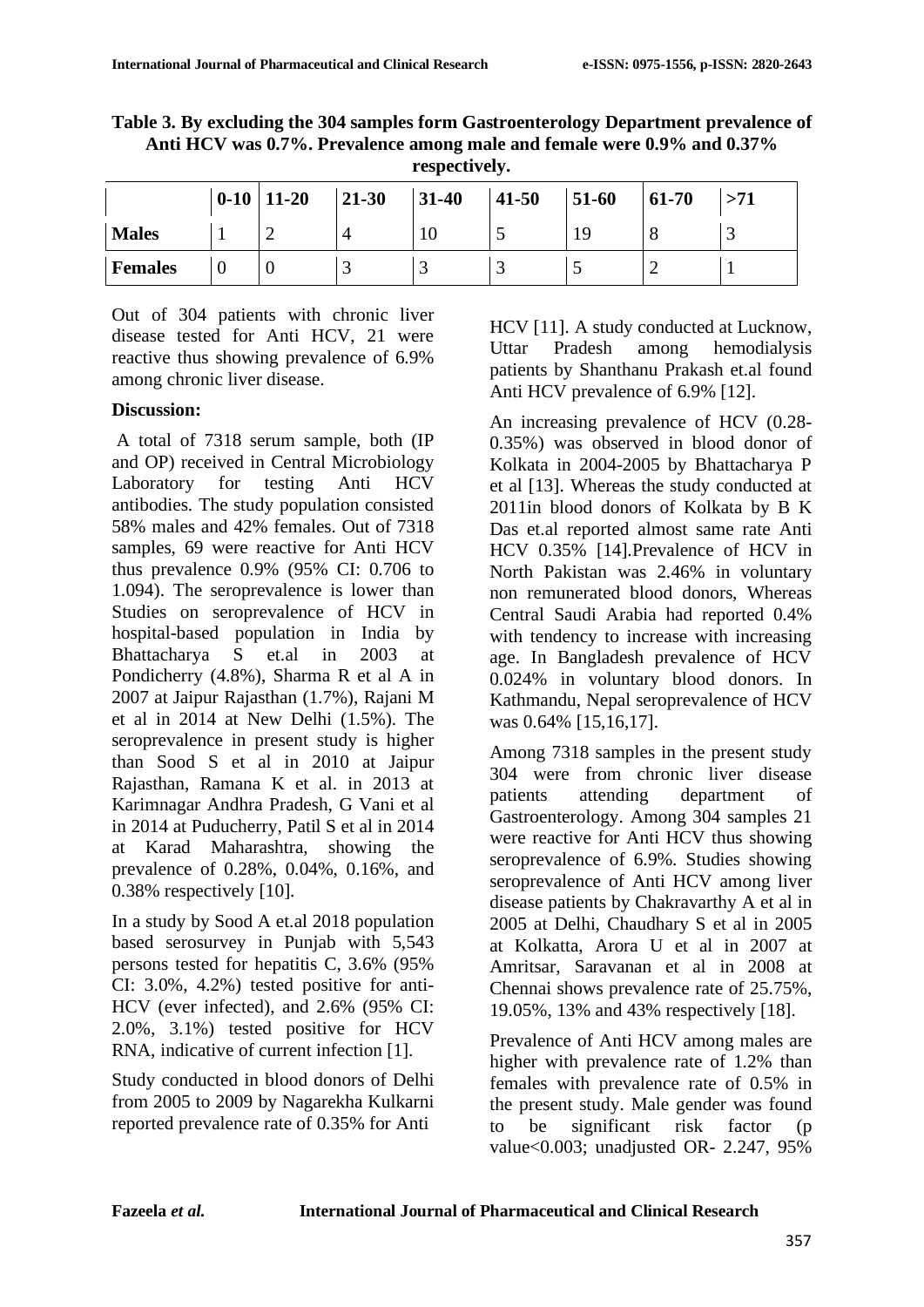**Table 3. By excluding the 304 samples form Gastroenterology Department prevalence of Anti HCV was 0.7%. Prevalence among male and female were 0.9% and 0.37% respectively.**

| | 0-10 | 11-20 | 21-30 | 31-40 | 41-50 | 51-60 | 61-70 | >71 |
|---|---|---|---|---|---|---|---|---|
| **Males** | 1 | 2 | 4 | 10 | 5 | 19 | 8 | 3 |
| **Females** | 0 | 0 | 3 | 3 | 3 | 5 | 2 | 1 |

Out of 304 patients with chronic liver disease tested for Anti HCV, 21 were reactive thus showing prevalence of 6.9% among chronic liver disease.

**Discussion:**

A total of 7318 serum sample, both (IP and OP) received in Central Microbiology Laboratory for testing Anti HCV antibodies. The study population consisted 58% males and 42% females. Out of 7318 samples, 69 were reactive for Anti HCV thus prevalence 0.9% (95% CI: 0.706 to 1.094). The seroprevalence is lower than Studies on seroprevalence of HCV in hospital-based population in India by Bhattacharya S et.al in 2003 at Pondicherry (4.8%), Sharma R et al A in 2007 at Jaipur Rajasthan (1.7%), Rajani M et al in 2014 at New Delhi (1.5%). The seroprevalence in present study is higher than Sood S et al in 2010 at Jaipur Rajasthan, Ramana K et al. in 2013 at Karimnagar Andhra Pradesh, G Vani et al in 2014 at Puducherry, Patil S et al in 2014 at Karad Maharashtra, showing the prevalence of 0.28%, 0.04%, 0.16%, and 0.38% respectively [10].

In a study by Sood A et.al 2018 population based serosurvey in Punjab with 5,543 persons tested for hepatitis C, 3.6% (95% CI: 3.0%, 4.2%) tested positive for anti-HCV (ever infected), and 2.6% (95% CI: 2.0%, 3.1%) tested positive for HCV RNA, indicative of current infection [1].

Study conducted in blood donors of Delhi from 2005 to 2009 by Nagarekha Kulkarni reported prevalence rate of 0.35% for Anti HCV [11]. A study conducted at Lucknow, Uttar Pradesh among hemodialysis patients by Shanthanu Prakash et.al found Anti HCV prevalence of 6.9% [12].

An increasing prevalence of HCV (0.28-0.35%) was observed in blood donor of Kolkata in 2004-2005 by Bhattacharya P et al [13]. Whereas the study conducted at 2011in blood donors of Kolkata by B K Das et.al reported almost same rate Anti HCV 0.35% [14].Prevalence of HCV in North Pakistan was 2.46% in voluntary non remunerated blood donors, Whereas Central Saudi Arabia had reported 0.4% with tendency to increase with increasing age. In Bangladesh prevalence of HCV 0.024% in voluntary blood donors. In Kathmandu, Nepal seroprevalence of HCV was 0.64% [15,16,17].

Among 7318 samples in the present study 304 were from chronic liver disease patients attending department of Gastroenterology. Among 304 samples 21 were reactive for Anti HCV thus showing seroprevalence of 6.9%. Studies showing seroprevalence of Anti HCV among liver disease patients by Chakravarthy A et al in 2005 at Delhi, Chaudhary S et al in 2005 at Kolkatta, Arora U et al in 2007 at Amritsar, Saravanan et al in 2008 at Chennai shows prevalence rate of 25.75%, 19.05%, 13% and 43% respectively [18].

Prevalence of Anti HCV among males are higher with prevalence rate of 1.2% than females with prevalence rate of 0.5% in the present study. Male gender was found to be significant risk factor (p value<0.003; unadjusted OR- 2.247, 95%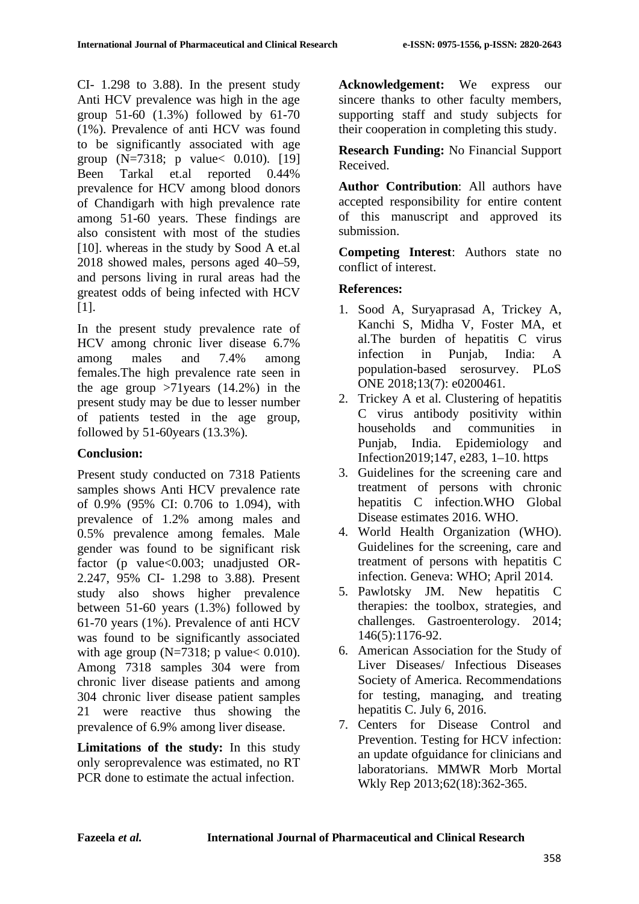CI- 1.298 to 3.88). In the present study Anti HCV prevalence was high in the age group 51-60 (1.3%) followed by 61-70 (1%). Prevalence of anti HCV was found to be significantly associated with age group (N=7318; p value< 0.010). [19] Been Tarkal et.al reported 0.44% prevalence for HCV among blood donors of Chandigarh with high prevalence rate among 51-60 years. These findings are also consistent with most of the studies [10]. whereas in the study by Sood A et.al 2018 showed males, persons aged 40–59, and persons living in rural areas had the greatest odds of being infected with HCV [1].

In the present study prevalence rate of HCV among chronic liver disease 6.7% among males and 7.4% among females.The high prevalence rate seen in the age group >71years (14.2%) in the present study may be due to lesser number of patients tested in the age group, followed by 51-60years (13.3%).

## Conclusion:

Present study conducted on 7318 Patients samples shows Anti HCV prevalence rate of 0.9% (95% CI: 0.706 to 1.094), with prevalence of 1.2% among males and 0.5% prevalence among females. Male gender was found to be significant risk factor (p value<0.003; unadjusted OR- 2.247, 95% CI- 1.298 to 3.88). Present study also shows higher prevalence between 51-60 years (1.3%) followed by 61-70 years (1%). Prevalence of anti HCV was found to be significantly associated with age group (N=7318; p value< 0.010). Among 7318 samples 304 were from chronic liver disease patients and among 304 chronic liver disease patient samples 21 were reactive thus showing the prevalence of 6.9% among liver disease.

**Limitations of the study:** In this study only seroprevalence was estimated, no RT PCR done to estimate the actual infection.

**Acknowledgement:** We express our sincere thanks to other faculty members, supporting staff and study subjects for their cooperation in completing this study.

**Research Funding:** No Financial Support Received.

**Author Contribution**: All authors have accepted responsibility for entire content of this manuscript and approved its submission.

**Competing Interest**: Authors state no conflict of interest.

## References:

1. Sood A, Suryaprasad A, Trickey A, Kanchi S, Midha V, Foster MA, et al.The burden of hepatitis C virus infection in Punjab, India: A population-based serosurvey. PLoS ONE 2018;13(7): e0200461.
2. Trickey A et al. Clustering of hepatitis C virus antibody positivity within households and communities in Punjab, India. Epidemiology and Infection2019;147, e283, 1–10. https
3. Guidelines for the screening care and treatment of persons with chronic hepatitis C infection.WHO Global Disease estimates 2016. WHO.
4. World Health Organization (WHO). Guidelines for the screening, care and treatment of persons with hepatitis C infection. Geneva: WHO; April 2014.
5. Pawlotsky JM. New hepatitis C therapies: the toolbox, strategies, and challenges. Gastroenterology. 2014; 146(5):1176-92.
6. American Association for the Study of Liver Diseases/ Infectious Diseases Society of America. Recommendations for testing, managing, and treating hepatitis C. July 6, 2016.
7. Centers for Disease Control and Prevention. Testing for HCV infection: an update ofguidance for clinicians and laboratorians. MMWR Morb Mortal Wkly Rep 2013;62(18):362-365.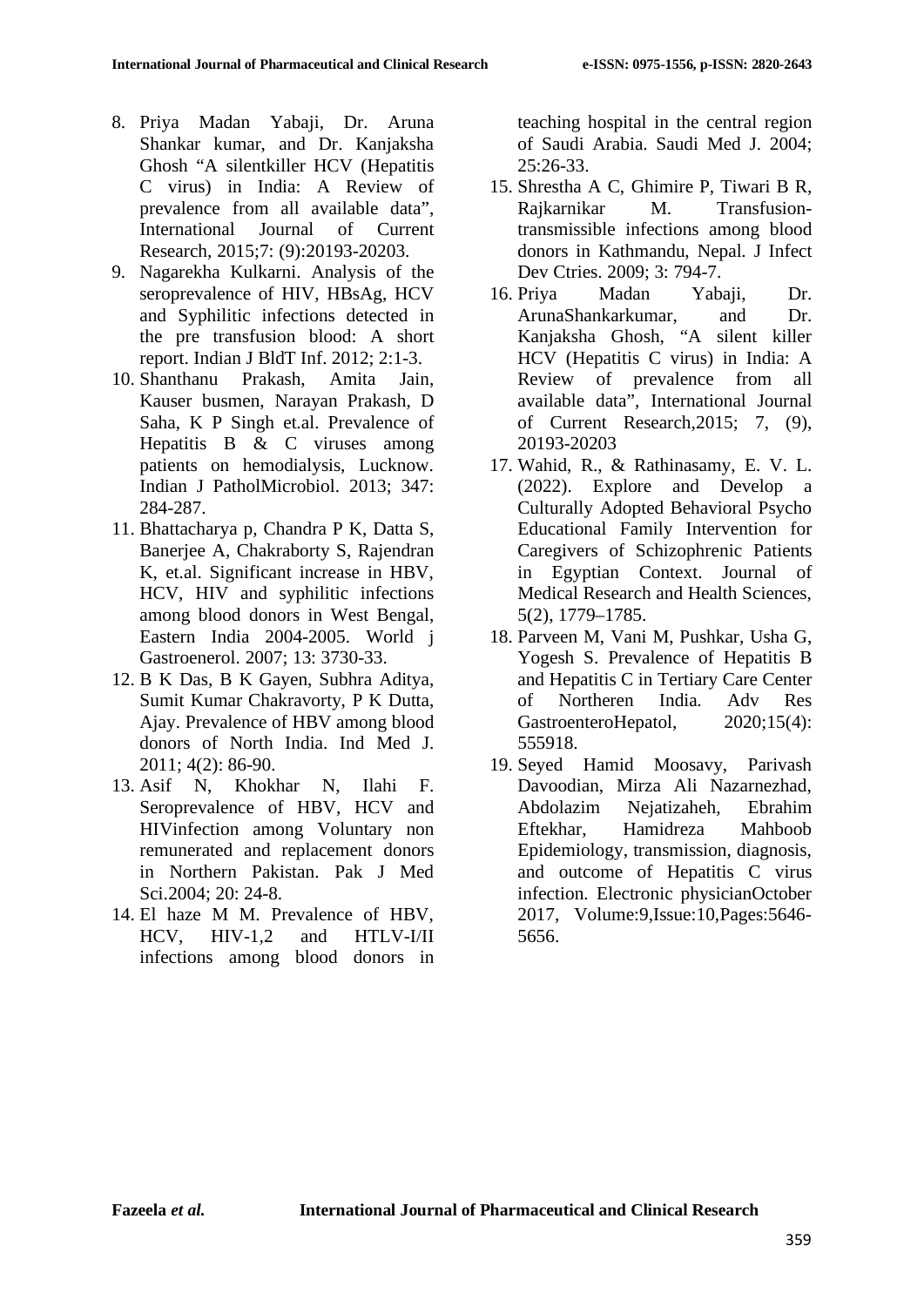8. Priya Madan Yabaji, Dr. Aruna Shankar kumar, and Dr. Kanjaksha Ghosh "A silentkiller HCV (Hepatitis C virus) in India: A Review of prevalence from all available data", International Journal of Current Research, 2015;7: (9):20193-20203.
9. Nagarekha Kulkarni. Analysis of the seroprevalence of HIV, HBsAg, HCV and Syphilitic infections detected in the pre transfusion blood: A short report. Indian J BldT Inf. 2012; 2:1-3.
10. Shanthanu Prakash, Amita Jain, Kauser busmen, Narayan Prakash, D Saha, K P Singh et.al. Prevalence of Hepatitis B & C viruses among patients on hemodialysis, Lucknow. Indian J PatholMicrobiol. 2013; 347: 284-287.
11. Bhattacharya p, Chandra P K, Datta S, Banerjee A, Chakraborty S, Rajendran K, et.al. Significant increase in HBV, HCV, HIV and syphilitic infections among blood donors in West Bengal, Eastern India 2004-2005. World j Gastroenerol. 2007; 13: 3730-33.
12. B K Das, B K Gayen, Subhra Aditya, Sumit Kumar Chakravorty, P K Dutta, Ajay. Prevalence of HBV among blood donors of North India. Ind Med J. 2011; 4(2): 86-90.
13. Asif N, Khokhar N, Ilahi F. Seroprevalence of HBV, HCV and HIVinfection among Voluntary non remunerated and replacement donors in Northern Pakistan. Pak J Med Sci.2004; 20: 24-8.
14. El haze M M. Prevalence of HBV, HCV, HIV-1,2 and HTLV-I/II infections among blood donors in teaching hospital in the central region of Saudi Arabia. Saudi Med J. 2004; 25:26-33.
15. Shrestha A C, Ghimire P, Tiwari B R, Rajkarnikar M. Transfusion-transmissible infections among blood donors in Kathmandu, Nepal. J Infect Dev Ctries. 2009; 3: 794-7.
16. Priya Madan Yabaji, Dr. ArunaShankarkumar, and Dr. Kanjaksha Ghosh, "A silent killer HCV (Hepatitis C virus) in India: A Review of prevalence from all available data", International Journal of Current Research,2015; 7, (9), 20193-20203
17. Wahid, R., & Rathinasamy, E. V. L. (2022). Explore and Develop a Culturally Adopted Behavioral Psycho Educational Family Intervention for Caregivers of Schizophrenic Patients in Egyptian Context. Journal of Medical Research and Health Sciences, 5(2), 1779–1785.
18. Parveen M, Vani M, Pushkar, Usha G, Yogesh S. Prevalence of Hepatitis B and Hepatitis C in Tertiary Care Center of Northeren India. Adv Res GastroenteroHepatol, 2020;15(4): 555918.
19. Seyed Hamid Moosavy, Parivash Davoodian, Mirza Ali Nazarnezhad, Abdolazim Nejatizaheh, Ebrahim Eftekhar, Hamidreza Mahboob Epidemiology, transmission, diagnosis, and outcome of Hepatitis C virus infection. Electronic physicianOctober 2017, Volume:9,Issue:10,Pages:5646-5656.